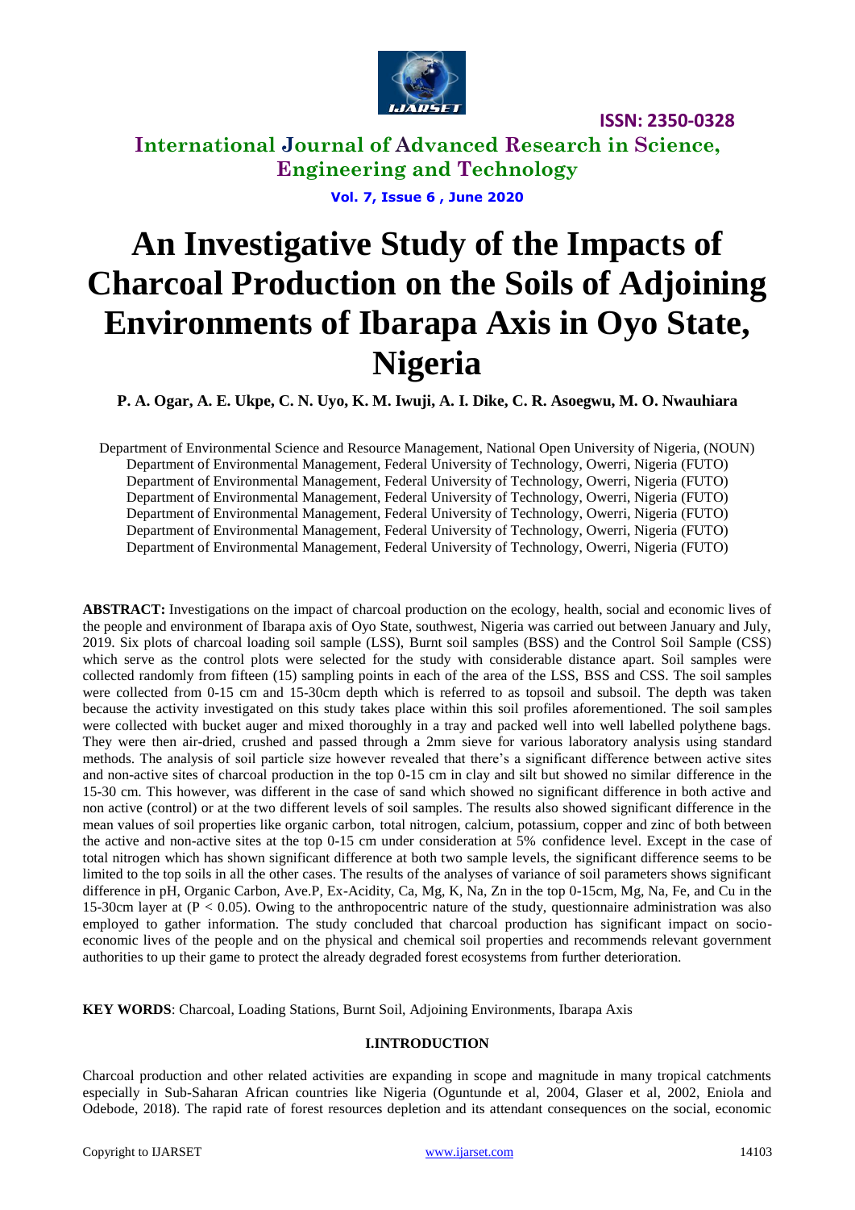# An Investigative Study of the Impacts of Charcoal Production on the Soils of Adjoining Environments of Ibarapa Axis in Oyo State, Nigeria

**P. A. Ogar, A. E. Ukpe, C. N. Uyo, K. M. Iwuji, A. I. Dike, C. R. Asoegwu, M. O. Nwauhiara**

Department of Environmental Science and Resource Management, National Open University of Nigeria, (NOUN)
Department of Environmental Management, Federal University of Technology, Owerri, Nigeria (FUTO)
Department of Environmental Management, Federal University of Technology, Owerri, Nigeria (FUTO)
Department of Environmental Management, Federal University of Technology, Owerri, Nigeria (FUTO)
Department of Environmental Management, Federal University of Technology, Owerri, Nigeria (FUTO)
Department of Environmental Management, Federal University of Technology, Owerri, Nigeria (FUTO)
Department of Environmental Management, Federal University of Technology, Owerri, Nigeria (FUTO)

**ABSTRACT:** Investigations on the impact of charcoal production on the ecology, health, social and economic lives of the people and environment of Ibarapa axis of Oyo State, southwest, Nigeria was carried out between January and July, 2019. Six plots of charcoal loading soil sample (LSS), Burnt soil samples (BSS) and the Control Soil Sample (CSS) which serve as the control plots were selected for the study with considerable distance apart. Soil samples were collected randomly from fifteen (15) sampling points in each of the area of the LSS, BSS and CSS. The soil samples were collected from 0-15 cm and 15-30cm depth which is referred to as topsoil and subsoil. The depth was taken because the activity investigated on this study takes place within this soil profiles aforementioned. The soil samples were collected with bucket auger and mixed thoroughly in a tray and packed well into well labelled polythene bags. They were then air-dried, crushed and passed through a 2mm sieve for various laboratory analysis using standard methods. The analysis of soil particle size however revealed that there's a significant difference between active sites and non-active sites of charcoal production in the top 0-15 cm in clay and silt but showed no similar difference in the 15-30 cm. This however, was different in the case of sand which showed no significant difference in both active and non active (control) or at the two different levels of soil samples. The results also showed significant difference in the mean values of soil properties like organic carbon, total nitrogen, calcium, potassium, copper and zinc of both between the active and non-active sites at the top 0-15 cm under consideration at 5% confidence level. Except in the case of total nitrogen which has shown significant difference at both two sample levels, the significant difference seems to be limited to the top soils in all the other cases. The results of the analyses of variance of soil parameters shows significant difference in pH, Organic Carbon, Ave.P, Ex-Acidity, Ca, Mg, K, Na, Zn in the top 0-15cm, Mg, Na, Fe, and Cu in the 15-30cm layer at ($P < 0.05$). Owing to the anthropocentric nature of the study, questionnaire administration was also employed to gather information. The study concluded that charcoal production has significant impact on socio-economic lives of the people and on the physical and chemical soil properties and recommends relevant government authorities to up their game to protect the already degraded forest ecosystems from further deterioration.

**KEY WORDS**: Charcoal, Loading Stations, Burnt Soil, Adjoining Environments, Ibarapa Axis

## I.INTRODUCTION

Charcoal production and other related activities are expanding in scope and magnitude in many tropical catchments especially in Sub-Saharan African countries like Nigeria (Oguntunde et al, 2004, Glaser et al, 2002, Eniola and Odebode, 2018). The rapid rate of forest resources depletion and its attendant consequences on the social, economic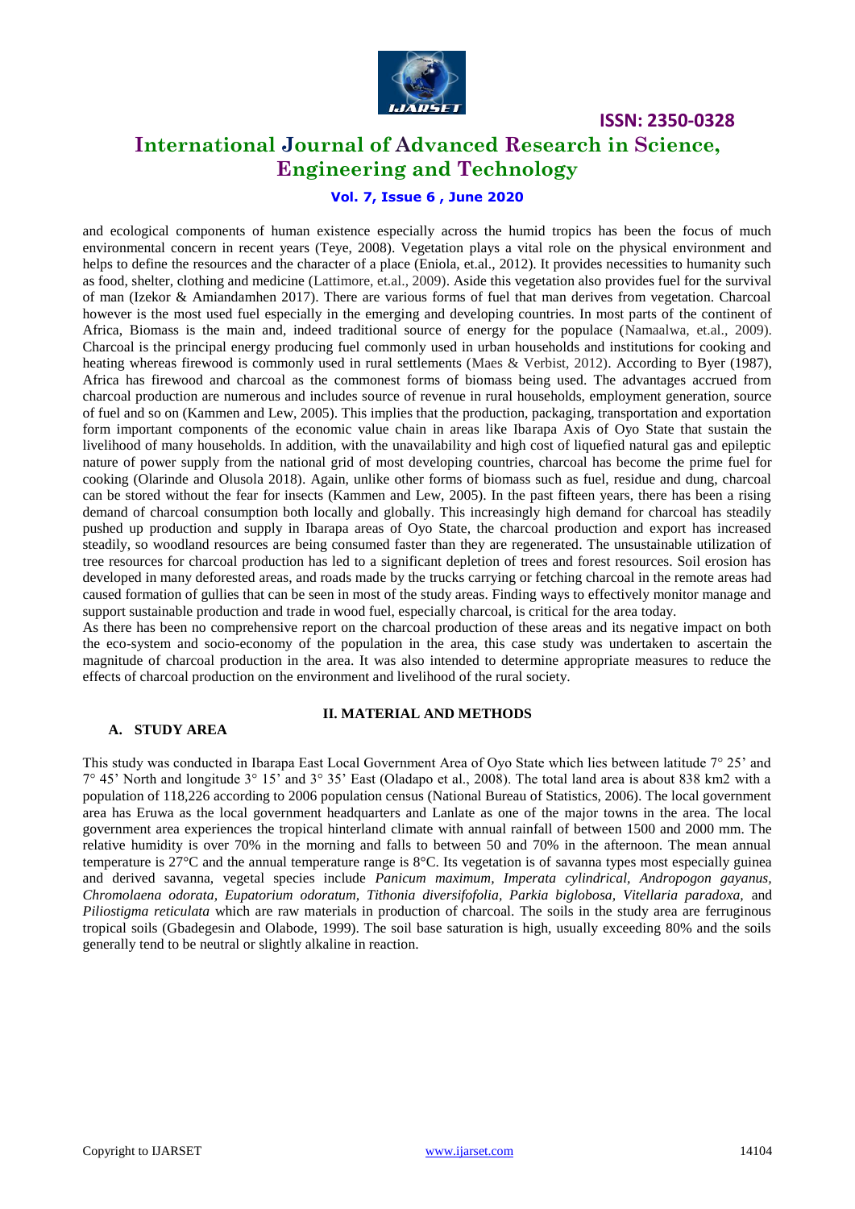and ecological components of human existence especially across the humid tropics has been the focus of much environmental concern in recent years (Teye, 2008). Vegetation plays a vital role on the physical environment and helps to define the resources and the character of a place (Eniola, et.al., 2012). It provides necessities to humanity such as food, shelter, clothing and medicine (Lattimore, et.al., 2009). Aside this vegetation also provides fuel for the survival of man (Izekor & Amiandamhen 2017). There are various forms of fuel that man derives from vegetation. Charcoal however is the most used fuel especially in the emerging and developing countries. In most parts of the continent of Africa, Biomass is the main and, indeed traditional source of energy for the populace (Namaalwa, et.al., 2009). Charcoal is the principal energy producing fuel commonly used in urban households and institutions for cooking and heating whereas firewood is commonly used in rural settlements (Maes & Verbist, 2012). According to Byer (1987), Africa has firewood and charcoal as the commonest forms of biomass being used. The advantages accrued from charcoal production are numerous and includes source of revenue in rural households, employment generation, source of fuel and so on (Kammen and Lew, 2005). This implies that the production, packaging, transportation and exportation form important components of the economic value chain in areas like Ibarapa Axis of Oyo State that sustain the livelihood of many households. In addition, with the unavailability and high cost of liquefied natural gas and epileptic nature of power supply from the national grid of most developing countries, charcoal has become the prime fuel for cooking (Olarinde and Olusola 2018). Again, unlike other forms of biomass such as fuel, residue and dung, charcoal can be stored without the fear for insects (Kammen and Lew, 2005). In the past fifteen years, there has been a rising demand of charcoal consumption both locally and globally. This increasingly high demand for charcoal has steadily pushed up production and supply in Ibarapa areas of Oyo State, the charcoal production and export has increased steadily, so woodland resources are being consumed faster than they are regenerated. The unsustainable utilization of tree resources for charcoal production has led to a significant depletion of trees and forest resources. Soil erosion has developed in many deforested areas, and roads made by the trucks carrying or fetching charcoal in the remote areas had caused formation of gullies that can be seen in most of the study areas. Finding ways to effectively monitor manage and support sustainable production and trade in wood fuel, especially charcoal, is critical for the area today.

As there has been no comprehensive report on the charcoal production of these areas and its negative impact on both the eco-system and socio-economy of the population in the area, this case study was undertaken to ascertain the magnitude of charcoal production in the area. It was also intended to determine appropriate measures to reduce the effects of charcoal production on the environment and livelihood of the rural society.

## II. MATERIAL AND METHODS

### A. STUDY AREA

This study was conducted in Ibarapa East Local Government Area of Oyo State which lies between latitude 7° 25' and 7° 45' North and longitude 3° 15' and 3° 35' East (Oladapo et al., 2008). The total land area is about 838 km2 with a population of 118,226 according to 2006 population census (National Bureau of Statistics, 2006). The local government area has Eruwa as the local government headquarters and Lanlate as one of the major towns in the area. The local government area experiences the tropical hinterland climate with annual rainfall of between 1500 and 2000 mm. The relative humidity is over 70% in the morning and falls to between 50 and 70% in the afternoon. The mean annual temperature is 27°C and the annual temperature range is 8°C. Its vegetation is of savanna types most especially guinea and derived savanna, vegetal species include *Panicum maximum, Imperata cylindrical, Andropogon gayanus, Chromolaena odorata, Eupatorium odoratum, Tithonia diversifofolia, Parkia biglobosa, Vitellaria paradoxa,* and *Piliostigma reticulata* which are raw materials in production of charcoal. The soils in the study area are ferruginous tropical soils (Gbadegesin and Olabode, 1999). The soil base saturation is high, usually exceeding 80% and the soils generally tend to be neutral or slightly alkaline in reaction.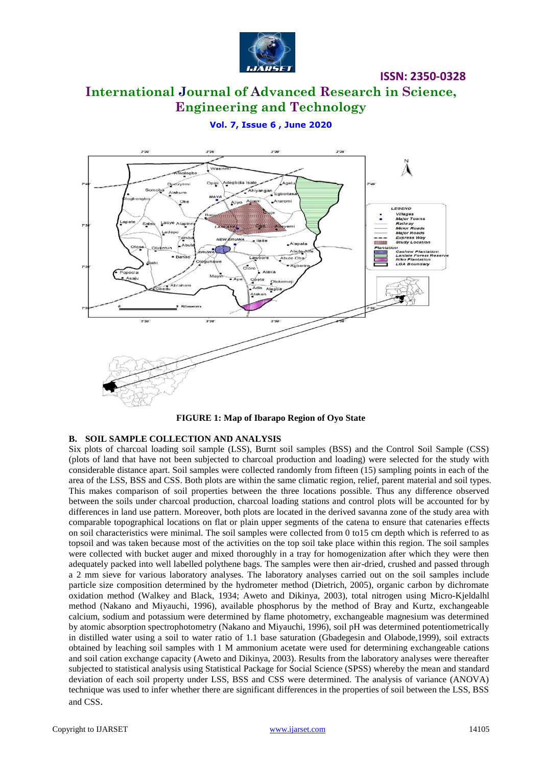**FIGURE 1: Map of Ibarapo Region of Oyo State**

### B. SOIL SAMPLE COLLECTION AND ANALYSIS

Six plots of charcoal loading soil sample (LSS), Burnt soil samples (BSS) and the Control Soil Sample (CSS) (plots of land that have not been subjected to charcoal production and loading) were selected for the study with considerable distance apart. Soil samples were collected randomly from fifteen (15) sampling points in each of the area of the LSS, BSS and CSS. Both plots are within the same climatic region, relief, parent material and soil types. This makes comparison of soil properties between the three locations possible. Thus any difference observed between the soils under charcoal production, charcoal loading stations and control plots will be accounted for by differences in land use pattern. Moreover, both plots are located in the derived savanna zone of the study area with comparable topographical locations on flat or plain upper segments of the catena to ensure that catenaries effects on soil characteristics were minimal. The soil samples were collected from 0 to15 cm depth which is referred to as topsoil and was taken because most of the activities on the top soil take place within this region. The soil samples were collected with bucket auger and mixed thoroughly in a tray for homogenization after which they were then adequately packed into well labelled polythene bags. The samples were then air-dried, crushed and passed through a 2 mm sieve for various laboratory analyses. The laboratory analyses carried out on the soil samples include particle size composition determined by the hydrometer method (Dietrich, 2005), organic carbon by dichromate oxidation method (Walkey and Black, 1934; Aweto and Dikinya, 2003), total nitrogen using Micro-Kjeldalhl method (Nakano and Miyauchi, 1996), available phosphorus by the method of Bray and Kurtz, exchangeable calcium, sodium and potassium were determined by flame photometry, exchangeable magnesium was determined by atomic absorption spectrophotometry (Nakano and Miyauchi, 1996), soil pH was determined potentiometrically in distilled water using a soil to water ratio of 1.1 base saturation (Gbadegesin and Olabode,1999), soil extracts obtained by leaching soil samples with 1 M ammonium acetate were used for determining exchangeable cations and soil cation exchange capacity (Aweto and Dikinya, 2003). Results from the laboratory analyses were thereafter subjected to statistical analysis using Statistical Package for Social Science (SPSS) whereby the mean and standard deviation of each soil property under LSS, BSS and CSS were determined. The analysis of variance (ANOVA) technique was used to infer whether there are significant differences in the properties of soil between the LSS, BSS and CSS.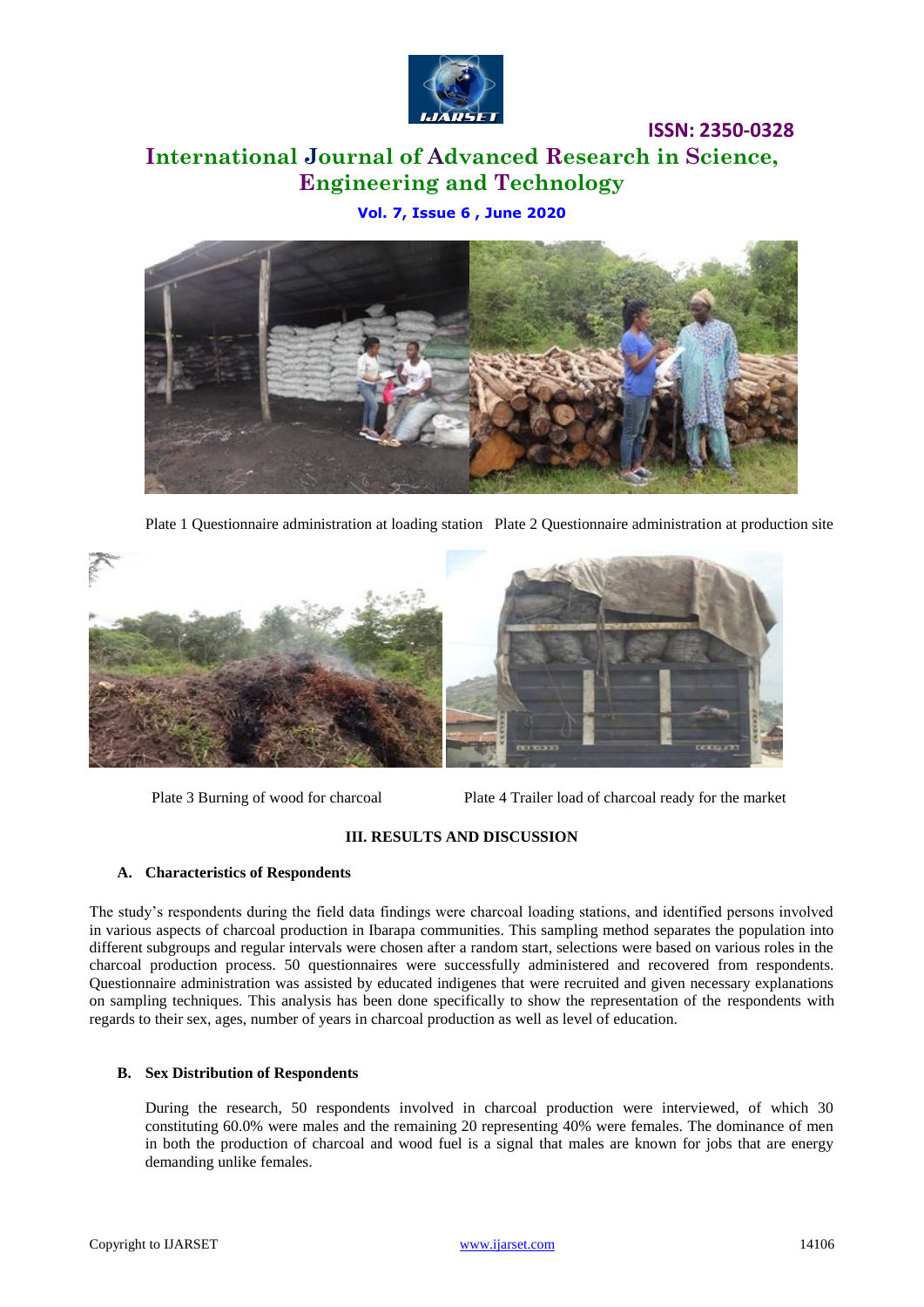Plate 1 Questionnaire administration at loading station Plate 2 Questionnaire administration at production site

Plate 3 Burning of wood for charcoal Plate 4 Trailer load of charcoal ready for the market

## III. RESULTS AND DISCUSSION

### A. Characteristics of Respondents

The study's respondents during the field data findings were charcoal loading stations, and identified persons involved in various aspects of charcoal production in Ibarapa communities. This sampling method separates the population into different subgroups and regular intervals were chosen after a random start, selections were based on various roles in the charcoal production process. 50 questionnaires were successfully administered and recovered from respondents. Questionnaire administration was assisted by educated indigenes that were recruited and given necessary explanations on sampling techniques. This analysis has been done specifically to show the representation of the respondents with regards to their sex, ages, number of years in charcoal production as well as level of education.

### B. Sex Distribution of Respondents

During the research, 50 respondents involved in charcoal production were interviewed, of which 30 constituting 60.0% were males and the remaining 20 representing 40% were females. The dominance of men in both the production of charcoal and wood fuel is a signal that males are known for jobs that are energy demanding unlike females.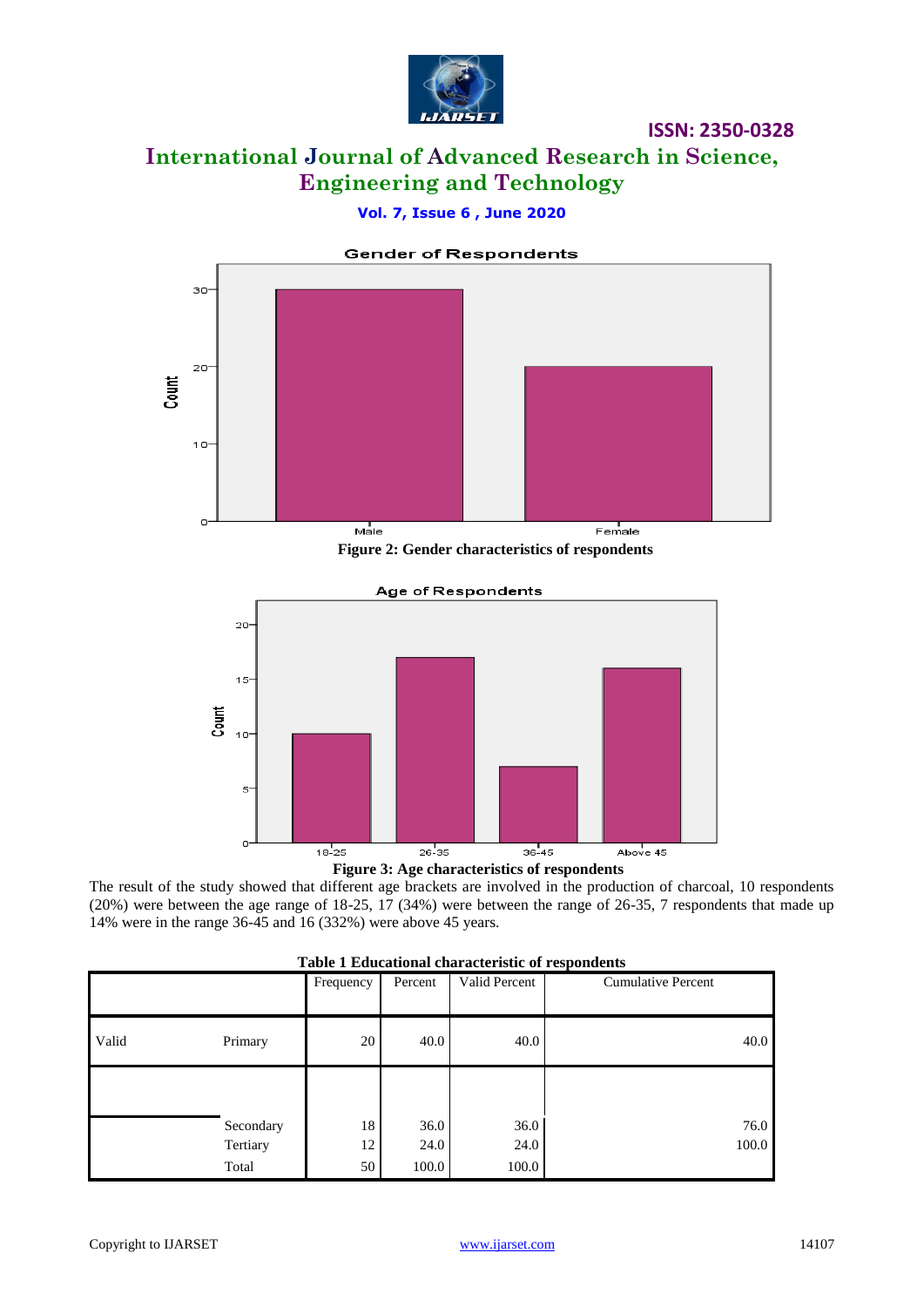Gender of Respondents

Figure 2: Gender characteristics of respondents

Age of Respondents

Figure 3: Age characteristics of respondents

The result of the study showed that different age brackets are involved in the production of charcoal, 10 respondents (20%) were between the age range of 18-25, 17 (34%) were between the range of 26-35, 7 respondents that made up 14% were in the range 36-45 and 16 (332%) were above 45 years.

**Table 1 Educational characteristic of respondents**

| | | Frequency | Percent | Valid Percent | Cumulative Percent |
|---|---|---|---|---|---|
| Valid | Primary | 20 | 40.0 | 40.0 | 40.0 |
| | Secondary | 18 | 36.0 | 36.0 | 76.0 |
| | Tertiary | 12 | 24.0 | 24.0 | 100.0 |
| | Total | 50 | 100.0 | 100.0 | |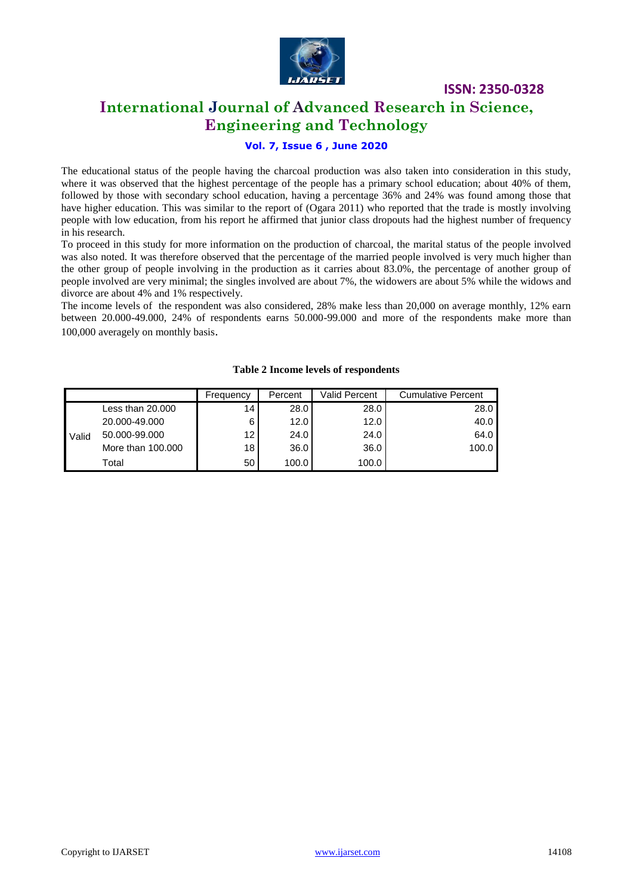The educational status of the people having the charcoal production was also taken into consideration in this study, where it was observed that the highest percentage of the people has a primary school education; about 40% of them, followed by those with secondary school education, having a percentage 36% and 24% was found among those that have higher education. This was similar to the report of (Ogara 2011) who reported that the trade is mostly involving people with low education, from his report he affirmed that junior class dropouts had the highest number of frequency in his research.

To proceed in this study for more information on the production of charcoal, the marital status of the people involved was also noted. It was therefore observed that the percentage of the married people involved is very much higher than the other group of people involving in the production as it carries about 83.0%, the percentage of another group of people involved are very minimal; the singles involved are about 7%, the widowers are about 5% while the widows and divorce are about 4% and 1% respectively.

The income levels of the respondent was also considered, 28% make less than 20,000 on average monthly, 12% earn between 20.000-49.000, 24% of respondents earns 50.000-99.000 and more of the respondents make more than 100,000 averagely on monthly basis.

**Table 2 Income levels of respondents**

| | | Frequency | Percent | Valid Percent | Cumulative Percent |
|---|---|---|---|---|---|
| Valid | Less than 20.000 | 14 | 28.0 | 28.0 | 28.0 |
| | 20.000-49.000 | 6 | 12.0 | 12.0 | 40.0 |
| | 50.000-99.000 | 12 | 24.0 | 24.0 | 64.0 |
| | More than 100.000 | 18 | 36.0 | 36.0 | 100.0 |
| | Total | 50 | 100.0 | 100.0 | |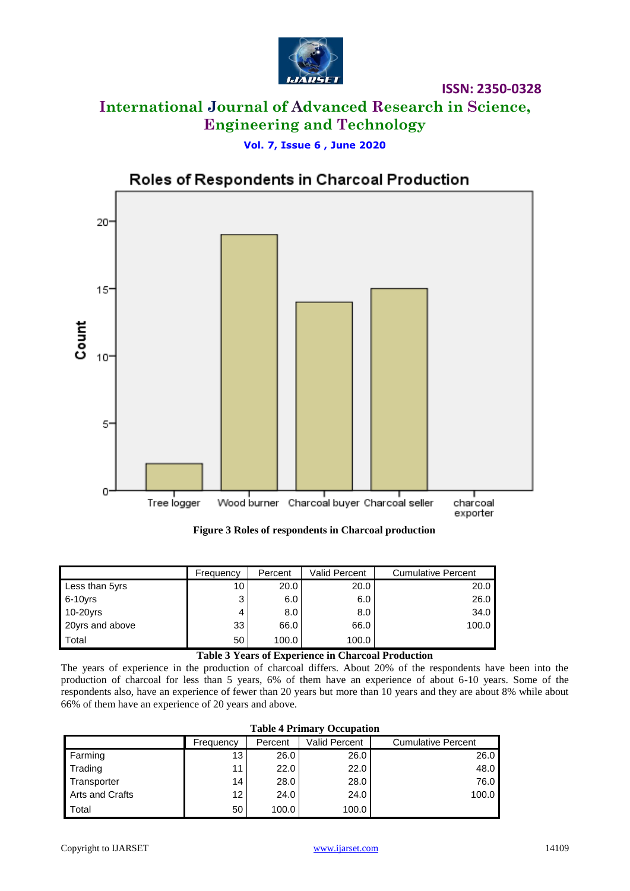Figure 3 Roles of respondents in Charcoal production

| | Frequency | Percent | Valid Percent | Cumulative Percent |
|---|---|---|---|---|
| Less than 5yrs | 10 | 20.0 | 20.0 | 20.0 |
| 6-10yrs | 3 | 6.0 | 6.0 | 26.0 |
| 10-20yrs | 4 | 8.0 | 8.0 | 34.0 |
| 20yrs and above | 33 | 66.0 | 66.0 | 100.0 |
| Total | 50 | 100.0 | 100.0 | |

**Table 3 Years of Experience in Charcoal Production**

The years of experience in the production of charcoal differs. About 20% of the respondents have been into the production of charcoal for less than 5 years, 6% of them have an experience of about 6-10 years. Some of the respondents also, have an experience of fewer than 20 years but more than 10 years and they are about 8% while about 66% of them have an experience of 20 years and above.

**Table 4 Primary Occupation**

| | Frequency | Percent | Valid Percent | Cumulative Percent |
|---|---|---|---|---|
| Farming | 13 | 26.0 | 26.0 | 26.0 |
| Trading | 11 | 22.0 | 22.0 | 48.0 |
| Transporter | 14 | 28.0 | 28.0 | 76.0 |
| Arts and Crafts | 12 | 24.0 | 24.0 | 100.0 |
| Total | 50 | 100.0 | 100.0 | |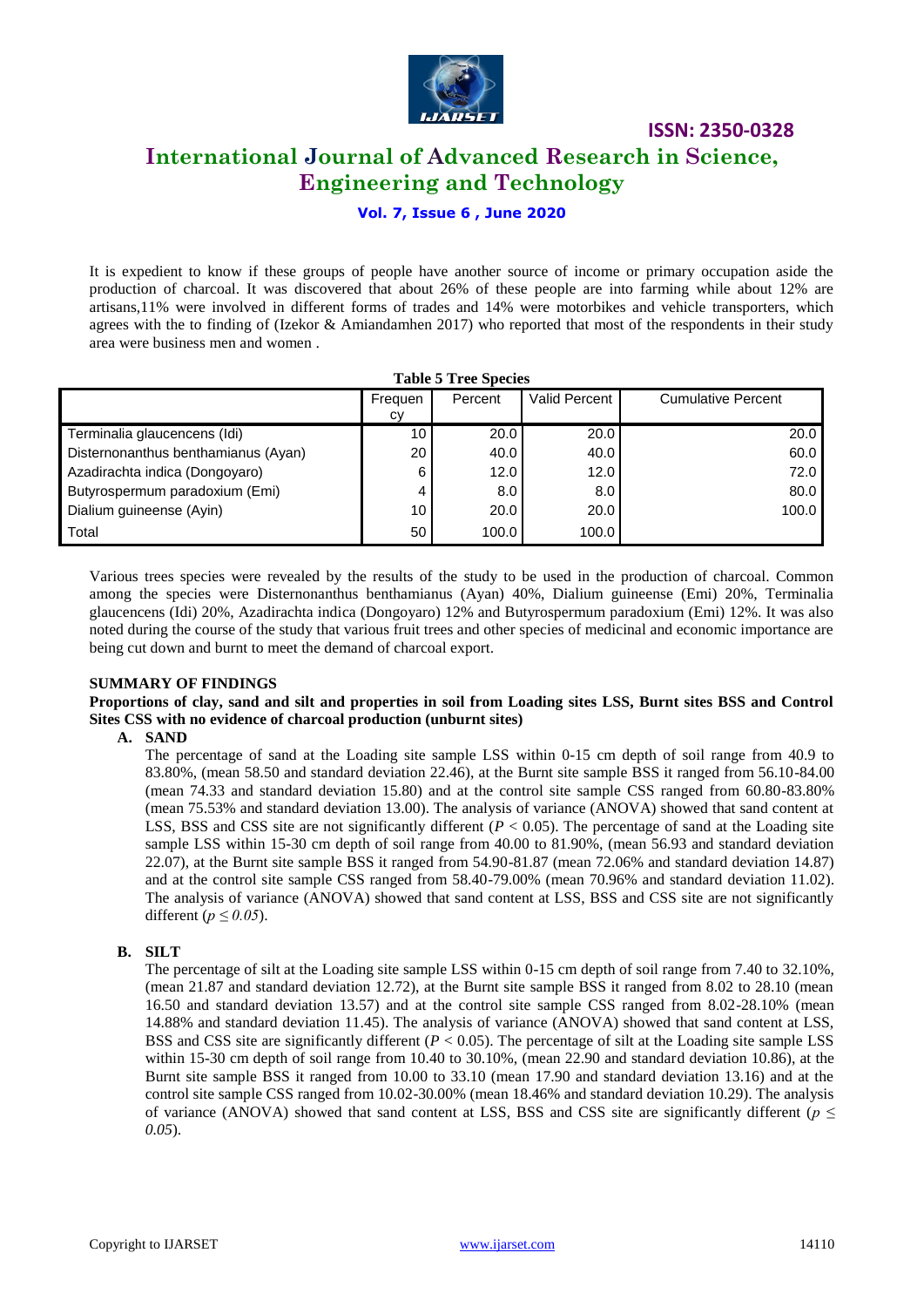It is expedient to know if these groups of people have another source of income or primary occupation aside the production of charcoal. It was discovered that about 26% of these people are into farming while about 12% are artisans,11% were involved in different forms of trades and 14% were motorbikes and vehicle transporters, which agrees with the to finding of (Izekor & Amiandamhen 2017) who reported that most of the respondents in their study area were business men and women .

**Table 5 Tree Species**

| | Frequency | Percent | Valid Percent | Cumulative Percent |
|---|---|---|---|---|
| Terminalia glaucencens (Idi) | 10 | 20.0 | 20.0 | 20.0 |
| Disternonanthus benthamianus (Ayan) | 20 | 40.0 | 40.0 | 60.0 |
| Azadirachta indica (Dongoyaro) | 6 | 12.0 | 12.0 | 72.0 |
| Butyrospermum paradoxium (Emi) | 4 | 8.0 | 8.0 | 80.0 |
| Dialium guineense (Ayin) | 10 | 20.0 | 20.0 | 100.0 |
| Total | 50 | 100.0 | 100.0 | |

Various trees species were revealed by the results of the study to be used in the production of charcoal. Common among the species were Disternonanthus benthamianus (Ayan) 40%, Dialium guineense (Emi) 20%, Terminalia glaucencens (Idi) 20%, Azadirachta indica (Dongoyaro) 12% and Butyrospermum paradoxium (Emi) 12%. It was also noted during the course of the study that various fruit trees and other species of medicinal and economic importance are being cut down and burnt to meet the demand of charcoal export.

**SUMMARY OF FINDINGS**

**Proportions of clay, sand and silt and properties in soil from Loading sites LSS, Burnt sites BSS and Control Sites CSS with no evidence of charcoal production (unburnt sites)**

**A. SAND**

The percentage of sand at the Loading site sample LSS within 0-15 cm depth of soil range from 40.9 to 83.80%, (mean 58.50 and standard deviation 22.46), at the Burnt site sample BSS it ranged from 56.10-84.00 (mean 74.33 and standard deviation 15.80) and at the control site sample CSS ranged from 60.80-83.80% (mean 75.53% and standard deviation 13.00). The analysis of variance (ANOVA) showed that sand content at LSS, BSS and CSS site are not significantly different ($P < 0.05$). The percentage of sand at the Loading site sample LSS within 15-30 cm depth of soil range from 40.00 to 81.90%, (mean 56.93 and standard deviation 22.07), at the Burnt site sample BSS it ranged from 54.90-81.87 (mean 72.06% and standard deviation 14.87) and at the control site sample CSS ranged from 58.40-79.00% (mean 70.96% and standard deviation 11.02). The analysis of variance (ANOVA) showed that sand content at LSS, BSS and CSS site are not significantly different ($p \leq 0.05$).

**B. SILT**

The percentage of silt at the Loading site sample LSS within 0-15 cm depth of soil range from 7.40 to 32.10%, (mean 21.87 and standard deviation 12.72), at the Burnt site sample BSS it ranged from 8.02 to 28.10 (mean 16.50 and standard deviation 13.57) and at the control site sample CSS ranged from 8.02-28.10% (mean 14.88% and standard deviation 11.45). The analysis of variance (ANOVA) showed that sand content at LSS, BSS and CSS site are significantly different ($P < 0.05$). The percentage of silt at the Loading site sample LSS within 15-30 cm depth of soil range from 10.40 to 30.10%, (mean 22.90 and standard deviation 10.86), at the Burnt site sample BSS it ranged from 10.00 to 33.10 (mean 17.90 and standard deviation 13.16) and at the control site sample CSS ranged from 10.02-30.00% (mean 18.46% and standard deviation 10.29). The analysis of variance (ANOVA) showed that sand content at LSS, BSS and CSS site are significantly different ($p \leq 0.05$).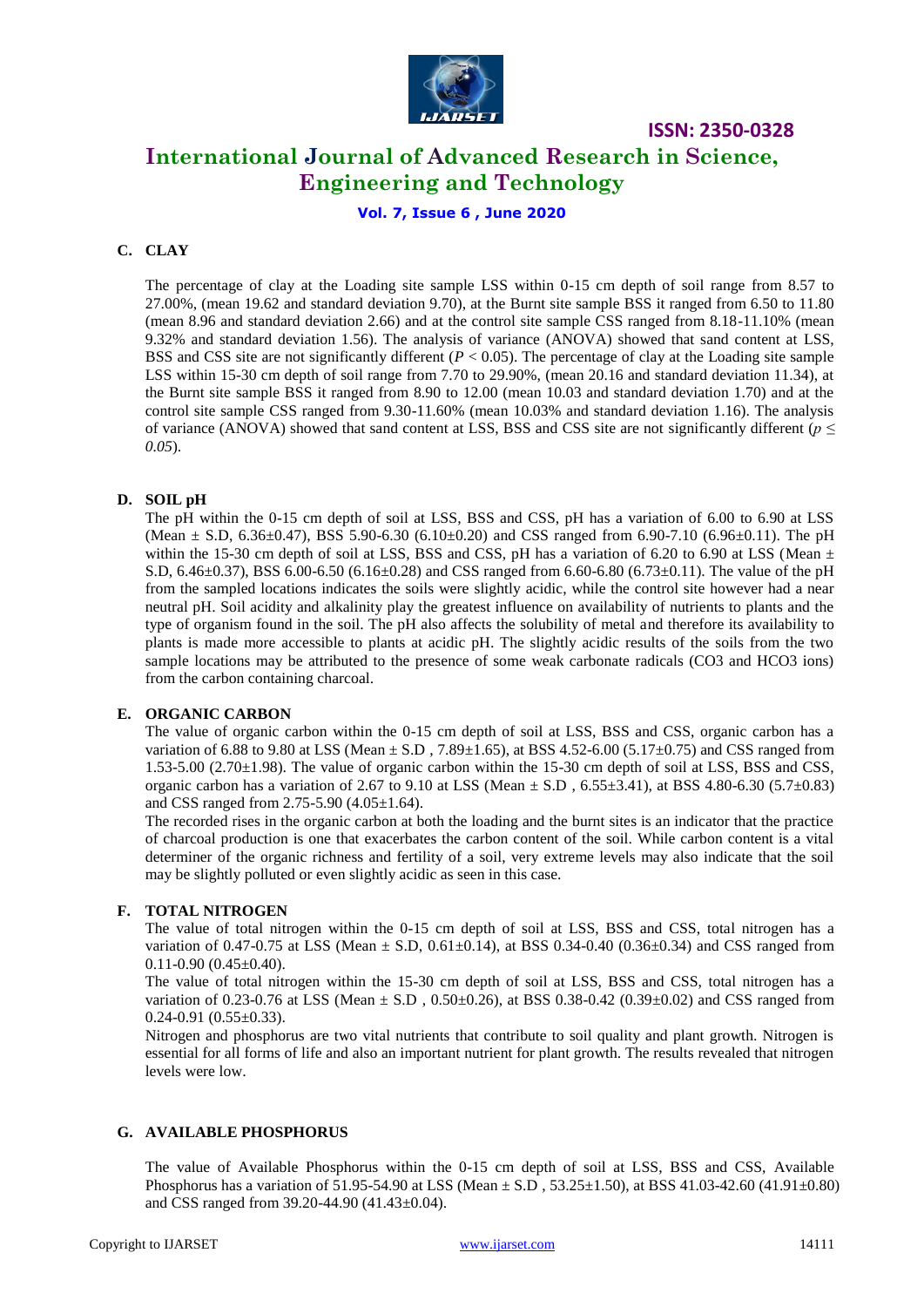### C. CLAY

The percentage of clay at the Loading site sample LSS within 0-15 cm depth of soil range from 8.57 to 27.00%, (mean 19.62 and standard deviation 9.70), at the Burnt site sample BSS it ranged from 6.50 to 11.80 (mean 8.96 and standard deviation 2.66) and at the control site sample CSS ranged from 8.18-11.10% (mean 9.32% and standard deviation 1.56). The analysis of variance (ANOVA) showed that sand content at LSS, BSS and CSS site are not significantly different ($P < 0.05$). The percentage of clay at the Loading site sample LSS within 15-30 cm depth of soil range from 7.70 to 29.90%, (mean 20.16 and standard deviation 11.34), at the Burnt site sample BSS it ranged from 8.90 to 12.00 (mean 10.03 and standard deviation 1.70) and at the control site sample CSS ranged from 9.30-11.60% (mean 10.03% and standard deviation 1.16). The analysis of variance (ANOVA) showed that sand content at LSS, BSS and CSS site are not significantly different ($p \leq 0.05$).

### D. SOIL pH

The pH within the 0-15 cm depth of soil at LSS, BSS and CSS, pH has a variation of 6.00 to 6.90 at LSS (Mean ± S.D, 6.36±0.47), BSS 5.90-6.30 (6.10±0.20) and CSS ranged from 6.90-7.10 (6.96±0.11). The pH within the 15-30 cm depth of soil at LSS, BSS and CSS, pH has a variation of 6.20 to 6.90 at LSS (Mean ± S.D, 6.46±0.37), BSS 6.00-6.50 (6.16±0.28) and CSS ranged from 6.60-6.80 (6.73±0.11). The value of the pH from the sampled locations indicates the soils were slightly acidic, while the control site however had a near neutral pH. Soil acidity and alkalinity play the greatest influence on availability of nutrients to plants and the type of organism found in the soil. The pH also affects the solubility of metal and therefore its availability to plants is made more accessible to plants at acidic pH. The slightly acidic results of the soils from the two sample locations may be attributed to the presence of some weak carbonate radicals (CO3 and HCO3 ions) from the carbon containing charcoal.

### E. ORGANIC CARBON

The value of organic carbon within the 0-15 cm depth of soil at LSS, BSS and CSS, organic carbon has a variation of 6.88 to 9.80 at LSS (Mean ± S.D , 7.89±1.65), at BSS 4.52-6.00 (5.17±0.75) and CSS ranged from 1.53-5.00 (2.70±1.98). The value of organic carbon within the 15-30 cm depth of soil at LSS, BSS and CSS, organic carbon has a variation of 2.67 to 9.10 at LSS (Mean ± S.D , 6.55±3.41), at BSS 4.80-6.30 (5.7±0.83) and CSS ranged from 2.75-5.90 (4.05±1.64).

The recorded rises in the organic carbon at both the loading and the burnt sites is an indicator that the practice of charcoal production is one that exacerbates the carbon content of the soil. While carbon content is a vital determiner of the organic richness and fertility of a soil, very extreme levels may also indicate that the soil may be slightly polluted or even slightly acidic as seen in this case.

### F. TOTAL NITROGEN

The value of total nitrogen within the 0-15 cm depth of soil at LSS, BSS and CSS, total nitrogen has a variation of 0.47-0.75 at LSS (Mean ± S.D, 0.61±0.14), at BSS 0.34-0.40 (0.36±0.34) and CSS ranged from 0.11-0.90 (0.45±0.40).

The value of total nitrogen within the 15-30 cm depth of soil at LSS, BSS and CSS, total nitrogen has a variation of 0.23-0.76 at LSS (Mean ± S.D , 0.50±0.26), at BSS 0.38-0.42 (0.39±0.02) and CSS ranged from 0.24-0.91 (0.55±0.33).

Nitrogen and phosphorus are two vital nutrients that contribute to soil quality and plant growth. Nitrogen is essential for all forms of life and also an important nutrient for plant growth. The results revealed that nitrogen levels were low.

### G. AVAILABLE PHOSPHORUS

The value of Available Phosphorus within the 0-15 cm depth of soil at LSS, BSS and CSS, Available Phosphorus has a variation of 51.95-54.90 at LSS (Mean ± S.D , 53.25±1.50), at BSS 41.03-42.60 (41.91±0.80) and CSS ranged from 39.20-44.90 (41.43±0.04).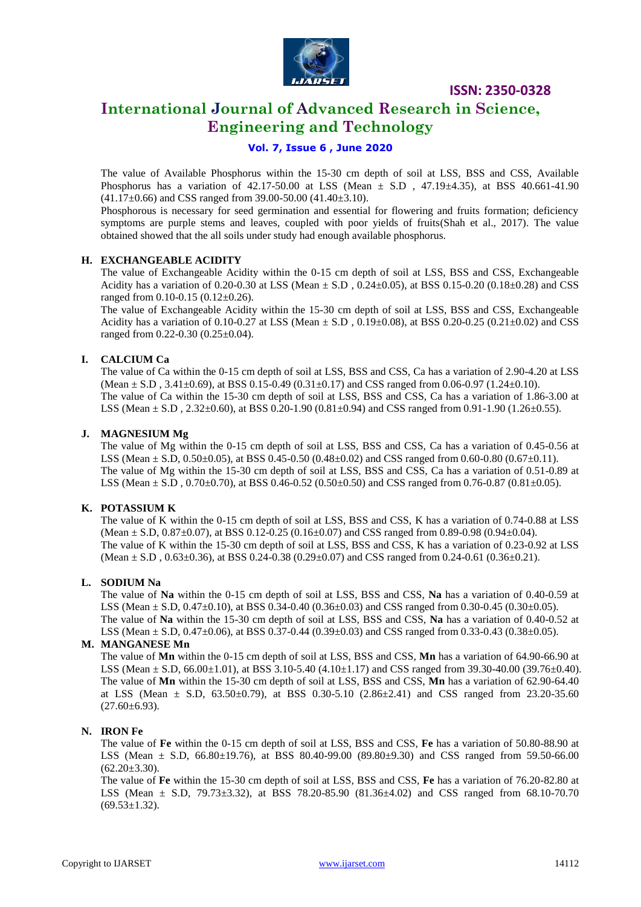The value of Available Phosphorus within the 15-30 cm depth of soil at LSS, BSS and CSS, Available Phosphorus has a variation of 42.17-50.00 at LSS (Mean ± S.D , 47.19±4.35), at BSS 40.661-41.90 (41.17±0.66) and CSS ranged from 39.00-50.00 (41.40±3.10).

Phosphorous is necessary for seed germination and essential for flowering and fruits formation; deficiency symptoms are purple stems and leaves, coupled with poor yields of fruits(Shah et al., 2017). The value obtained showed that the all soils under study had enough available phosphorus.

## H. EXCHANGEABLE ACIDITY

The value of Exchangeable Acidity within the 0-15 cm depth of soil at LSS, BSS and CSS, Exchangeable Acidity has a variation of 0.20-0.30 at LSS (Mean ± S.D , 0.24±0.05), at BSS 0.15-0.20 (0.18±0.28) and CSS ranged from 0.10-0.15 (0.12±0.26).

The value of Exchangeable Acidity within the 15-30 cm depth of soil at LSS, BSS and CSS, Exchangeable Acidity has a variation of 0.10-0.27 at LSS (Mean ± S.D , 0.19±0.08), at BSS 0.20-0.25 (0.21±0.02) and CSS ranged from 0.22-0.30 (0.25±0.04).

## I. CALCIUM Ca

The value of Ca within the 0-15 cm depth of soil at LSS, BSS and CSS, Ca has a variation of 2.90-4.20 at LSS (Mean ± S.D , 3.41±0.69), at BSS 0.15-0.49 (0.31±0.17) and CSS ranged from 0.06-0.97 (1.24±0.10).

The value of Ca within the 15-30 cm depth of soil at LSS, BSS and CSS, Ca has a variation of 1.86-3.00 at LSS (Mean ± S.D , 2.32±0.60), at BSS 0.20-1.90 (0.81±0.94) and CSS ranged from 0.91-1.90 (1.26±0.55).

## J. MAGNESIUM Mg

The value of Mg within the 0-15 cm depth of soil at LSS, BSS and CSS, Ca has a variation of 0.45-0.56 at LSS (Mean ± S.D, 0.50±0.05), at BSS 0.45-0.50 (0.48±0.02) and CSS ranged from 0.60-0.80 (0.67±0.11).

The value of Mg within the 15-30 cm depth of soil at LSS, BSS and CSS, Ca has a variation of 0.51-0.89 at LSS (Mean ± S.D , 0.70±0.70), at BSS 0.46-0.52 (0.50±0.50) and CSS ranged from 0.76-0.87 (0.81±0.05).

## K. POTASSIUM K

The value of K within the 0-15 cm depth of soil at LSS, BSS and CSS, K has a variation of 0.74-0.88 at LSS (Mean ± S.D, 0.87±0.07), at BSS 0.12-0.25 (0.16±0.07) and CSS ranged from 0.89-0.98 (0.94±0.04).

The value of K within the 15-30 cm depth of soil at LSS, BSS and CSS, K has a variation of 0.23-0.92 at LSS (Mean ± S.D , 0.63±0.36), at BSS 0.24-0.38 (0.29±0.07) and CSS ranged from 0.24-0.61 (0.36±0.21).

## L. SODIUM Na

The value of **Na** within the 0-15 cm depth of soil at LSS, BSS and CSS, **Na** has a variation of 0.40-0.59 at LSS (Mean ± S.D, 0.47±0.10), at BSS 0.34-0.40 (0.36±0.03) and CSS ranged from 0.30-0.45 (0.30±0.05).

The value of **Na** within the 15-30 cm depth of soil at LSS, BSS and CSS, **Na** has a variation of 0.40-0.52 at LSS (Mean ± S.D, 0.47±0.06), at BSS 0.37-0.44 (0.39±0.03) and CSS ranged from 0.33-0.43 (0.38±0.05).

## M. MANGANESE Mn

The value of **Mn** within the 0-15 cm depth of soil at LSS, BSS and CSS, **Mn** has a variation of 64.90-66.90 at LSS (Mean ± S.D, 66.00±1.01), at BSS 3.10-5.40 (4.10±1.17) and CSS ranged from 39.30-40.00 (39.76±0.40).

The value of **Mn** within the 15-30 cm depth of soil at LSS, BSS and CSS, **Mn** has a variation of 62.90-64.40 at LSS (Mean ± S.D, 63.50±0.79), at BSS 0.30-5.10 (2.86±2.41) and CSS ranged from 23.20-35.60 (27.60±6.93).

## N. IRON Fe

The value of **Fe** within the 0-15 cm depth of soil at LSS, BSS and CSS, **Fe** has a variation of 50.80-88.90 at LSS (Mean ± S.D, 66.80±19.76), at BSS 80.40-99.00 (89.80±9.30) and CSS ranged from 59.50-66.00 (62.20±3.30).

The value of **Fe** within the 15-30 cm depth of soil at LSS, BSS and CSS, **Fe** has a variation of 76.20-82.80 at LSS (Mean ± S.D, 79.73±3.32), at BSS 78.20-85.90 (81.36±4.02) and CSS ranged from 68.10-70.70 (69.53±1.32).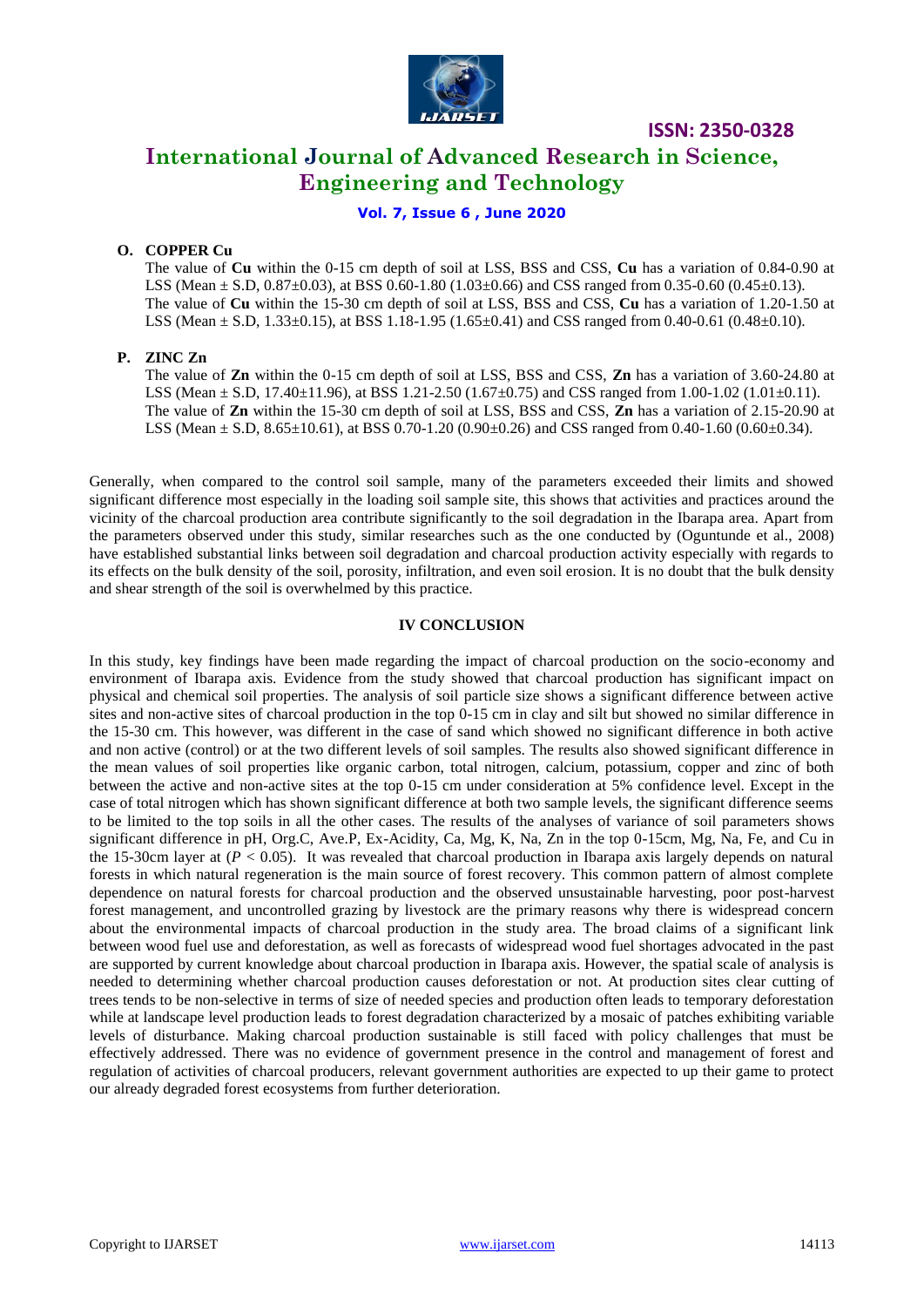### O. COPPER Cu

The value of **Cu** within the 0-15 cm depth of soil at LSS, BSS and CSS, **Cu** has a variation of 0.84-0.90 at LSS (Mean ± S.D, 0.87±0.03), at BSS 0.60-1.80 (1.03±0.66) and CSS ranged from 0.35-0.60 (0.45±0.13). The value of **Cu** within the 15-30 cm depth of soil at LSS, BSS and CSS, **Cu** has a variation of 1.20-1.50 at LSS (Mean ± S.D, 1.33±0.15), at BSS 1.18-1.95 (1.65±0.41) and CSS ranged from 0.40-0.61 (0.48±0.10).

### P. ZINC Zn

The value of **Zn** within the 0-15 cm depth of soil at LSS, BSS and CSS, **Zn** has a variation of 3.60-24.80 at LSS (Mean ± S.D, 17.40±11.96), at BSS 1.21-2.50 (1.67±0.75) and CSS ranged from 1.00-1.02 (1.01±0.11). The value of **Zn** within the 15-30 cm depth of soil at LSS, BSS and CSS, **Zn** has a variation of 2.15-20.90 at LSS (Mean ± S.D, 8.65±10.61), at BSS 0.70-1.20 (0.90±0.26) and CSS ranged from 0.40-1.60 (0.60±0.34).

Generally, when compared to the control soil sample, many of the parameters exceeded their limits and showed significant difference most especially in the loading soil sample site, this shows that activities and practices around the vicinity of the charcoal production area contribute significantly to the soil degradation in the Ibarapa area. Apart from the parameters observed under this study, similar researches such as the one conducted by (Oguntunde et al., 2008) have established substantial links between soil degradation and charcoal production activity especially with regards to its effects on the bulk density of the soil, porosity, infiltration, and even soil erosion. It is no doubt that the bulk density and shear strength of the soil is overwhelmed by this practice.

## IV CONCLUSION

In this study, key findings have been made regarding the impact of charcoal production on the socio-economy and environment of Ibarapa axis. Evidence from the study showed that charcoal production has significant impact on physical and chemical soil properties. The analysis of soil particle size shows a significant difference between active sites and non-active sites of charcoal production in the top 0-15 cm in clay and silt but showed no similar difference in the 15-30 cm. This however, was different in the case of sand which showed no significant difference in both active and non active (control) or at the two different levels of soil samples. The results also showed significant difference in the mean values of soil properties like organic carbon, total nitrogen, calcium, potassium, copper and zinc of both between the active and non-active sites at the top 0-15 cm under consideration at 5% confidence level. Except in the case of total nitrogen which has shown significant difference at both two sample levels, the significant difference seems to be limited to the top soils in all the other cases. The results of the analyses of variance of soil parameters shows significant difference in pH, Org.C, Ave.P, Ex-Acidity, Ca, Mg, K, Na, Zn in the top 0-15cm, Mg, Na, Fe, and Cu in the 15-30cm layer at ($P < 0.05$). It was revealed that charcoal production in Ibarapa axis largely depends on natural forests in which natural regeneration is the main source of forest recovery. This common pattern of almost complete dependence on natural forests for charcoal production and the observed unsustainable harvesting, poor post-harvest forest management, and uncontrolled grazing by livestock are the primary reasons why there is widespread concern about the environmental impacts of charcoal production in the study area. The broad claims of a significant link between wood fuel use and deforestation, as well as forecasts of widespread wood fuel shortages advocated in the past are supported by current knowledge about charcoal production in Ibarapa axis. However, the spatial scale of analysis is needed to determining whether charcoal production causes deforestation or not. At production sites clear cutting of trees tends to be non-selective in terms of size of needed species and production often leads to temporary deforestation while at landscape level production leads to forest degradation characterized by a mosaic of patches exhibiting variable levels of disturbance. Making charcoal production sustainable is still faced with policy challenges that must be effectively addressed. There was no evidence of government presence in the control and management of forest and regulation of activities of charcoal producers, relevant government authorities are expected to up their game to protect our already degraded forest ecosystems from further deterioration.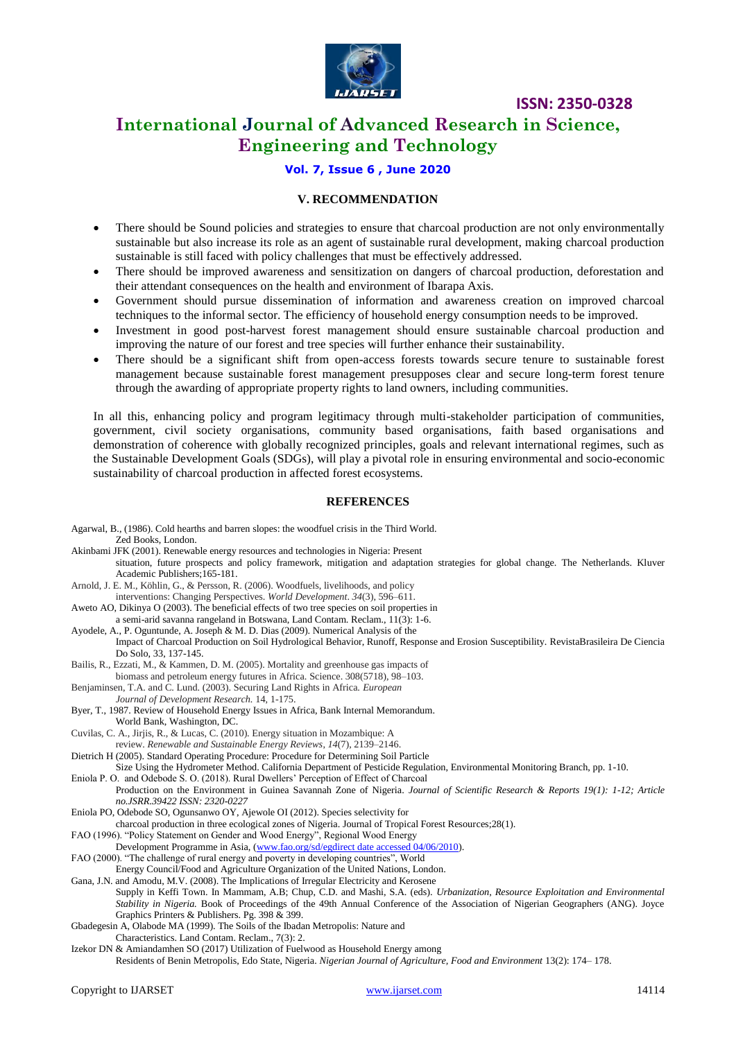## V. RECOMMENDATION

- There should be Sound policies and strategies to ensure that charcoal production are not only environmentally sustainable but also increase its role as an agent of sustainable rural development, making charcoal production sustainable is still faced with policy challenges that must be effectively addressed.
- There should be improved awareness and sensitization on dangers of charcoal production, deforestation and their attendant consequences on the health and environment of Ibarapa Axis.
- Government should pursue dissemination of information and awareness creation on improved charcoal techniques to the informal sector. The efficiency of household energy consumption needs to be improved.
- Investment in good post-harvest forest management should ensure sustainable charcoal production and improving the nature of our forest and tree species will further enhance their sustainability.
- There should be a significant shift from open-access forests towards secure tenure to sustainable forest management because sustainable forest management presupposes clear and secure long-term forest tenure through the awarding of appropriate property rights to land owners, including communities.

In all this, enhancing policy and program legitimacy through multi-stakeholder participation of communities, government, civil society organisations, community based organisations, faith based organisations and demonstration of coherence with globally recognized principles, goals and relevant international regimes, such as the Sustainable Development Goals (SDGs), will play a pivotal role in ensuring environmental and socio-economic sustainability of charcoal production in affected forest ecosystems.

## REFERENCES

Agarwal, B., (1986). Cold hearths and barren slopes: the woodfuel crisis in the Third World. Zed Books, London.

Akinbami JFK (2001). Renewable energy resources and technologies in Nigeria: Present situation, future prospects and policy framework, mitigation and adaptation strategies for global change. The Netherlands. Kluver Academic Publishers;165-181.

Arnold, J. E. M., Köhlin, G., & Persson, R. (2006). Woodfuels, livelihoods, and policy interventions: Changing Perspectives. *World Development*. *34*(3), 596–611.

Aweto AO, Dikinya O (2003). The beneficial effects of two tree species on soil properties in a semi-arid savanna rangeland in Botswana, Land Contam. Reclam., 11(3): 1-6.

Ayodele, A., P. Oguntunde, A. Joseph & M. D. Dias (2009). Numerical Analysis of the Impact of Charcoal Production on Soil Hydrological Behavior, Runoff, Response and Erosion Susceptibility. RevistaBrasileira De Ciencia Do Solo, 33, 137-145.

Bailis, R., Ezzati, M., & Kammen, D. M. (2005). Mortality and greenhouse gas impacts of biomass and petroleum energy futures in Africa. Science. 308(5718), 98–103.

Benjaminsen, T.A. and C. Lund. (2003). Securing Land Rights in Africa. *European Journal of Development Research.* 14, 1-175.

Byer, T., 1987. Review of Household Energy Issues in Africa, Bank Internal Memorandum. World Bank, Washington, DC.

Cuvilas, C. A., Jirjis, R., & Lucas, C. (2010). Energy situation in Mozambique: A review. *Renewable and Sustainable Energy Reviews*, *14*(7), 2139–2146.

Dietrich H (2005). Standard Operating Procedure: Procedure for Determining Soil Particle Size Using the Hydrometer Method. California Department of Pesticide Regulation, Environmental Monitoring Branch, pp. 1-10.

Eniola P. O. and Odebode S. O. (2018). Rural Dwellers' Perception of Effect of Charcoal Production on the Environment in Guinea Savannah Zone of Nigeria. *Journal of Scientific Research & Reports 19(1): 1-12; Article no.JSRR.39422 ISSN: 2320-0227*

Eniola PO, Odebode SO, Ogunsanwo OY, Ajewole OI (2012). Species selectivity for charcoal production in three ecological zones of Nigeria. Journal of Tropical Forest Resources;28(1).

FAO (1996). "Policy Statement on Gender and Wood Energy", Regional Wood Energy Development Programme in Asia, (www.fao.org/sd/egdirect date accessed 04/06/2010).

FAO (2000). "The challenge of rural energy and poverty in developing countries", World Energy Council/Food and Agriculture Organization of the United Nations, London.

Gana, J.N. and Amodu, M.V. (2008). The Implications of Irregular Electricity and Kerosene Supply in Keffi Town. In Mammam, A.B; Chup, C.D. and Mashi, S.A. (eds). *Urbanization, Resource Exploitation and Environmental Stability in Nigeria.* Book of Proceedings of the 49th Annual Conference of the Association of Nigerian Geographers (ANG). Joyce Graphics Printers & Publishers. Pg. 398 & 399.

Gbadegesin A, Olabode MA (1999). The Soils of the Ibadan Metropolis: Nature and Characteristics. Land Contam. Reclam., 7(3): 2.

Izekor DN & Amiandamhen SO (2017) Utilization of Fuelwood as Household Energy among Residents of Benin Metropolis, Edo State, Nigeria. *Nigerian Journal of Agriculture, Food and Environment* 13(2): 174– 178.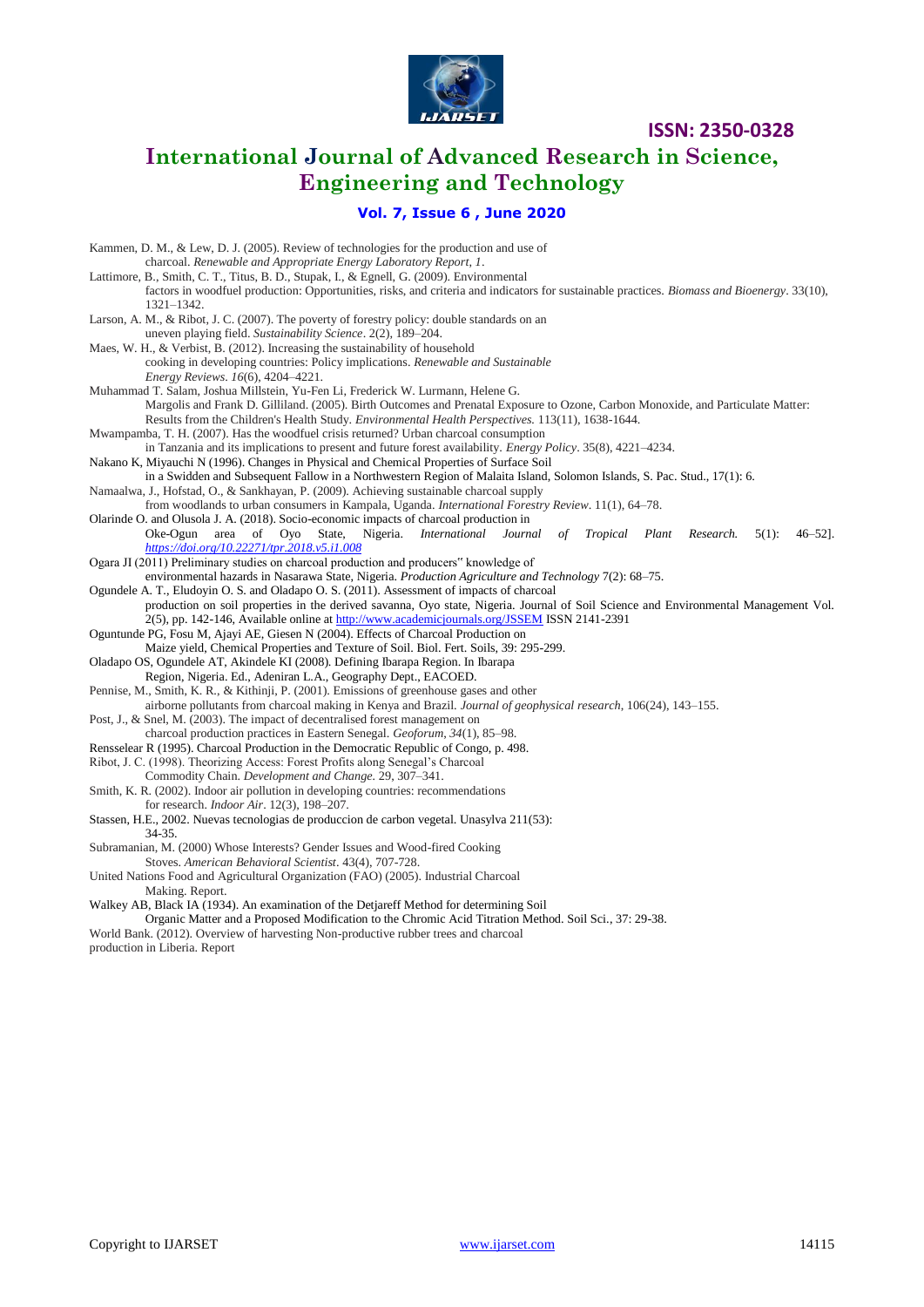Kammen, D. M., & Lew, D. J. (2005). Review of technologies for the production and use of charcoal. *Renewable and Appropriate Energy Laboratory Report, 1*.

Lattimore, B., Smith, C. T., Titus, B. D., Stupak, I., & Egnell, G. (2009). Environmental factors in woodfuel production: Opportunities, risks, and criteria and indicators for sustainable practices. *Biomass and Bioenergy*. 33(10), 1321–1342.

Larson, A. M., & Ribot, J. C. (2007). The poverty of forestry policy: double standards on an uneven playing field. *Sustainability Science*. 2(2), 189–204.

Maes, W. H., & Verbist, B. (2012). Increasing the sustainability of household cooking in developing countries: Policy implications. *Renewable and Sustainable Energy Reviews*. *16*(6), 4204–4221.

Muhammad T. Salam, Joshua Millstein, Yu-Fen Li, Frederick W. Lurmann, Helene G. Margolis and Frank D. Gilliland. (2005). Birth Outcomes and Prenatal Exposure to Ozone, Carbon Monoxide, and Particulate Matter: Results from the Children's Health Study. *Environmental Health Perspectives.* 113(11), 1638-1644.

Mwampamba, T. H. (2007). Has the woodfuel crisis returned? Urban charcoal consumption in Tanzania and its implications to present and future forest availability. *Energy Policy*. 35(8), 4221–4234.

Nakano K, Miyauchi N (1996). Changes in Physical and Chemical Properties of Surface Soil in a Swidden and Subsequent Fallow in a Northwestern Region of Malaita Island, Solomon Islands, S. Pac. Stud., 17(1): 6.

Namaalwa, J., Hofstad, O., & Sankhayan, P. (2009). Achieving sustainable charcoal supply from woodlands to urban consumers in Kampala, Uganda. *International Forestry Review*. 11(1), 64–78.

Olarinde O. and Olusola J. A. (2018). Socio-economic impacts of charcoal production in Oke-Ogun area of Oyo State, Nigeria. *International Journal of Tropical Plant Research.* 5(1): 46–52]. *https://doi.org/10.22271/tpr.2018.v5.i1.008*

Ogara JI (2011) Preliminary studies on charcoal production and producers" knowledge of environmental hazards in Nasarawa State, Nigeria. *Production Agriculture and Technology* 7(2): 68–75.

Ogundele A. T., Eludoyin O. S. and Oladapo O. S. (2011). Assessment of impacts of charcoal production on soil properties in the derived savanna, Oyo state, Nigeria. Journal of Soil Science and Environmental Management Vol. 2(5), pp. 142-146, Available online at http://www.academicjournals.org/JSSEM ISSN 2141-2391

Oguntunde PG, Fosu M, Ajayi AE, Giesen N (2004). Effects of Charcoal Production on Maize yield, Chemical Properties and Texture of Soil. Biol. Fert. Soils, 39: 295-299.

Oladapo OS, Ogundele AT, Akindele KI (2008). Defining Ibarapa Region. In Ibarapa Region, Nigeria. Ed., Adeniran L.A., Geography Dept., EACOED.

Pennise, M., Smith, K. R., & Kithinji, P. (2001). Emissions of greenhouse gases and other airborne pollutants from charcoal making in Kenya and Brazil. *Journal of geophysical research*, 106(24), 143–155.

Post, J., & Snel, M. (2003). The impact of decentralised forest management on charcoal production practices in Eastern Senegal. *Geoforum*, *34*(1), 85–98.

Rensselear R (1995). Charcoal Production in the Democratic Republic of Congo, p. 498.

Ribot, J. C. (1998). Theorizing Access: Forest Profits along Senegal's Charcoal Commodity Chain. *Development and Change*. 29, 307–341.

Smith, K. R. (2002). Indoor air pollution in developing countries: recommendations for research. *Indoor Air*. 12(3), 198–207.

Stassen, H.E., 2002. Nuevas tecnologias de produccion de carbon vegetal. Unasylva 211(53): 34-35.

Subramanian, M. (2000) Whose Interests? Gender Issues and Wood-fired Cooking Stoves. *American Behavioral Scientist*. 43(4), 707-728.

United Nations Food and Agricultural Organization (FAO) (2005). Industrial Charcoal Making. Report.

Walkey AB, Black IA (1934). An examination of the Detjareff Method for determining Soil Organic Matter and a Proposed Modification to the Chromic Acid Titration Method. Soil Sci., 37: 29-38.

World Bank. (2012). Overview of harvesting Non-productive rubber trees and charcoal production in Liberia. Report